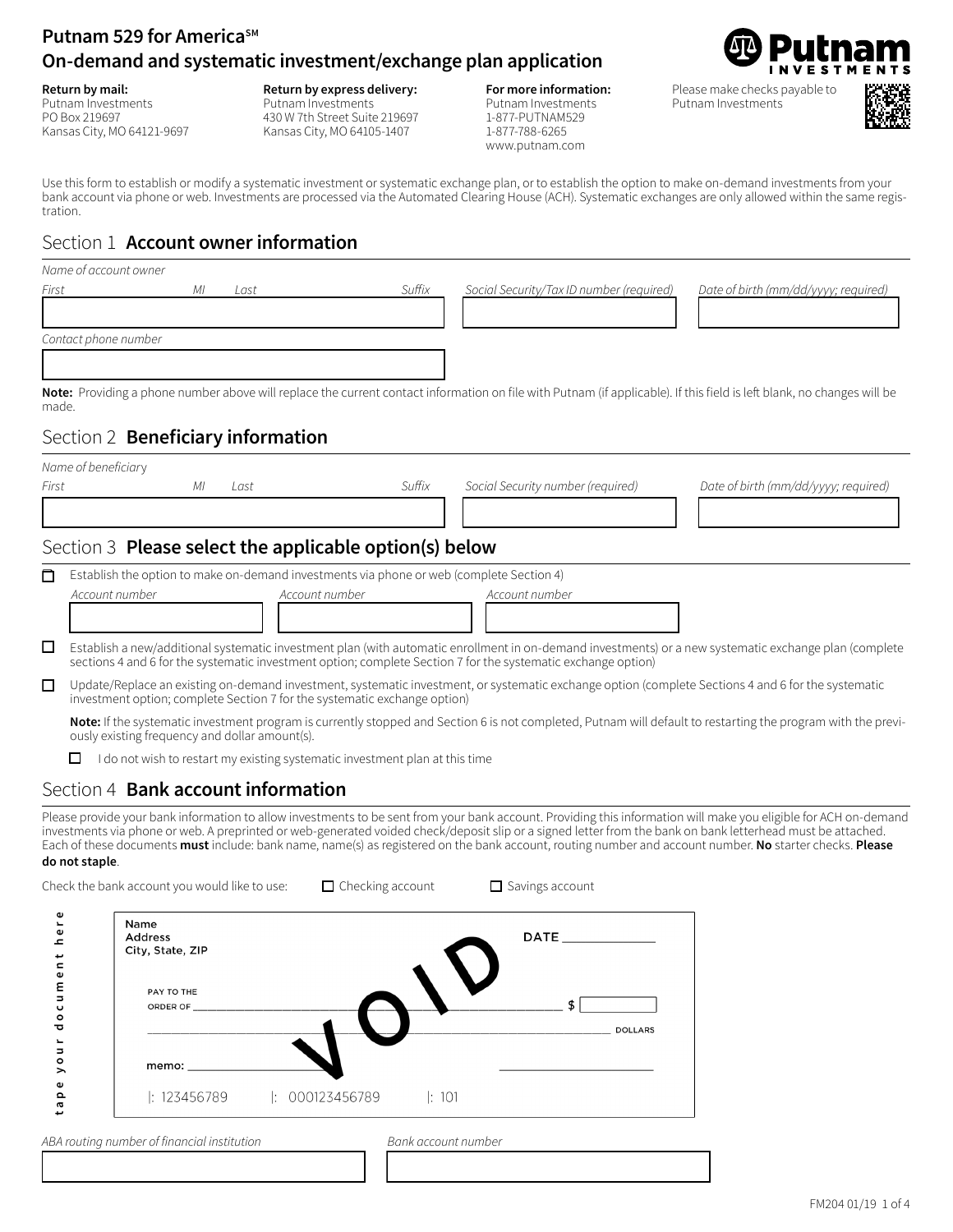# Putnam 529 for America℠
# On-demand and systematic investment/exchange plan application

**Return by mail:**
Putnam Investments
PO Box 219697
Kansas City, MO 64121-9697

**Return by express delivery:**
Putnam Investments
430 W 7th Street Suite 219697
Kansas City, MO 64105-1407

**For more information:**
Putnam Investments
1-877-PUTNAM529
1-877-788-6265
www.putnam.com

Please make checks payable to Putnam Investments

Use this form to establish or modify a systematic investment or systematic exchange plan, or to establish the option to make on-demand investments from your bank account via phone or web. Investments are processed via the Automated Clearing House (ACH). Systematic exchanges are only allowed within the same registration.

## Section 1 **Account owner information**

*Name of account owner*

| *First* | *MI* | *Last* | *Suffix* | *Social Security/Tax ID number (required)* | *Date of birth (mm/dd/yyyy; required)* |
|---|---|---|---|---|---|
| | | | | | |

*Contact phone number*

______________________

**Note:** Providing a phone number above will replace the current contact information on file with Putnam (if applicable). If this field is left blank, no changes will be made.

## Section 2 **Beneficiary information**

*Name of beneficiary*

| *First* | *MI* | *Last* | *Suffix* | *Social Security number (required)* | *Date of birth (mm/dd/yyyy; required)* |
|---|---|---|---|---|---|
| | | | | | |

## Section 3 **Please select the applicable option(s) below**

☐ Establish the option to make on-demand investments via phone or web (complete Section 4)

| *Account number* | *Account number* | *Account number* |
|---|---|---|
| | | |

☐ Establish a new/additional systematic investment plan (with automatic enrollment in on-demand investments) or a new systematic exchange plan (complete sections 4 and 6 for the systematic investment option; complete Section 7 for the systematic exchange option)

☐ Update/Replace an existing on-demand investment, systematic investment, or systematic exchange option (complete Sections 4 and 6 for the systematic investment option; complete Section 7 for the systematic exchange option)

**Note:** If the systematic investment program is currently stopped and Section 6 is not completed, Putnam will default to restarting the program with the previously existing frequency and dollar amount(s).

☐ I do not wish to restart my existing systematic investment plan at this time

## Section 4 **Bank account information**

Please provide your bank information to allow investments to be sent from your bank account. Providing this information will make you eligible for ACH on-demand investments via phone or web. A preprinted or web-generated voided check/deposit slip or a signed letter from the bank on bank letterhead must be attached. Each of these documents **must** include: bank name, name(s) as registered on the bank account, routing number and account number. **No** starter checks. **Please do not staple**.

Check the bank account you would like to use: ☐ Checking account ☐ Savings account

tape your document here

Name
Address
City, State, ZIP

DATE ____________

PAY TO THE ORDER OF ______________________________ $ [ ]

______________________________ DOLLARS

memo: ______________________ ______________________

|: 123456789 |: 000123456789 |: 101

VOID

| *ABA routing number of financial institution* | *Bank account number* |
|---|---|
| | |

FM204 01/19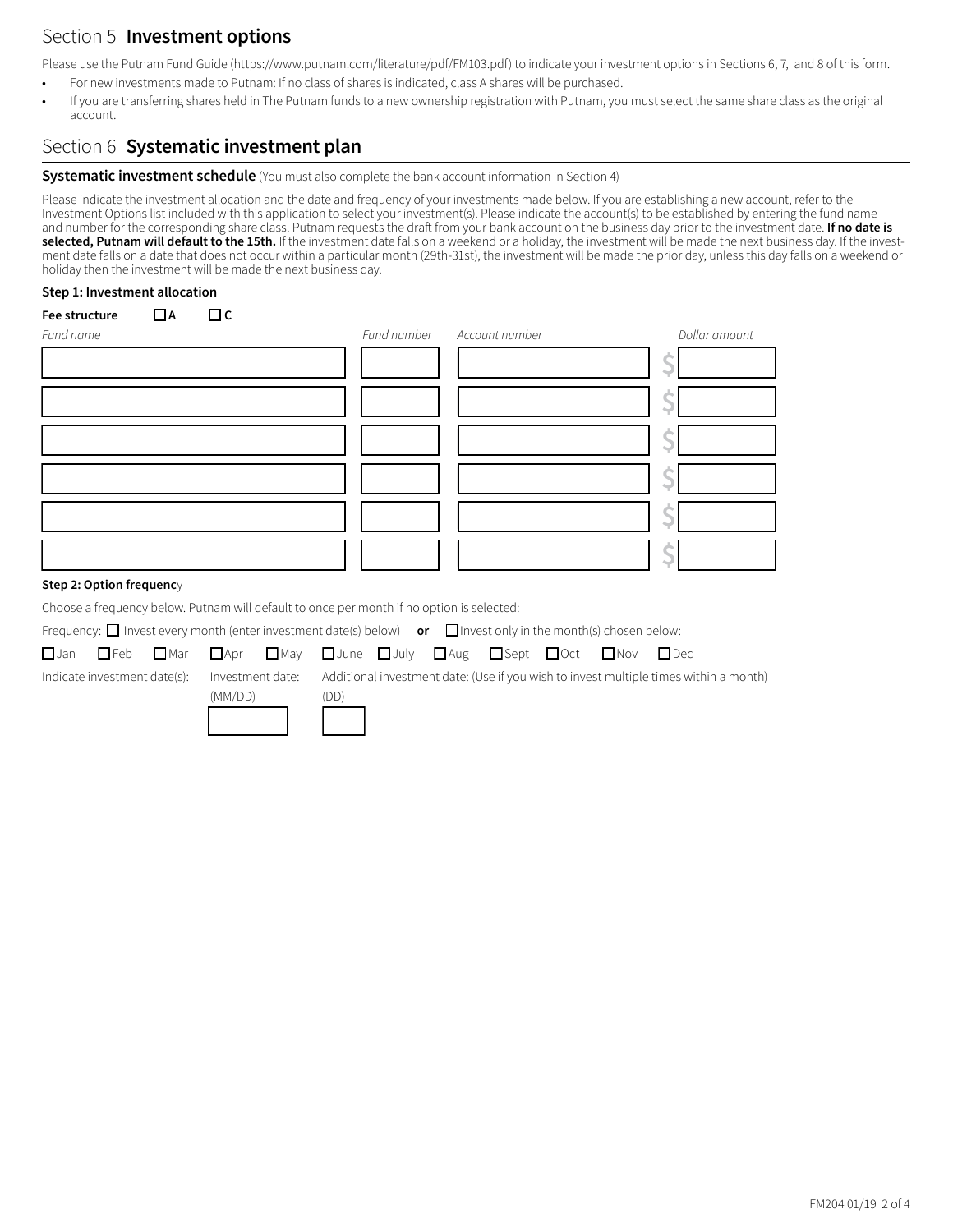## Section 5 **Investment options**

Please use the Putnam Fund Guide (https://www.putnam.com/literature/pdf/FM103.pdf) to indicate your investment options in Sections 6, 7, and 8 of this form.

- For new investments made to Putnam: If no class of shares is indicated, class A shares will be purchased.
- If you are transferring shares held in The Putnam funds to a new ownership registration with Putnam, you must select the same share class as the original account.

## Section 6 **Systematic investment plan**

**Systematic investment schedule** (You must also complete the bank account information in Section 4)

Please indicate the investment allocation and the date and frequency of your investments made below. If you are establishing a new account, refer to the Investment Options list included with this application to select your investment(s). Please indicate the account(s) to be established by entering the fund name and number for the corresponding share class. Putnam requests the draft from your bank account on the business day prior to the investment date. **If no date is selected, Putnam will default to the 15th.** If the investment date falls on a weekend or a holiday, the investment will be made the next business day. If the investment date falls on a date that does not occur within a particular month (29th-31st), the investment will be made the prior day, unless this day falls on a weekend or holiday then the investment will be made the next business day.

**Step 1: Investment allocation**

**Fee structure** ☐ **A** ☐ **C**

| *Fund name* | *Fund number* | *Account number* | *Dollar amount* |
|---|---|---|---|
| | | | $ |
| | | | $ |
| | | | $ |
| | | | $ |
| | | | $ |
| | | | $ |

**Step 2: Option frequency**

Choose a frequency below. Putnam will default to once per month if no option is selected:

Frequency: ☐ Invest every month (enter investment date(s) below) **or** ☐ Invest only in the month(s) chosen below:

☐ Jan ☐ Feb ☐ Mar ☐ Apr ☐ May ☐ June ☐ July ☐ Aug ☐ Sept ☐ Oct ☐ Nov ☐ Dec

Indicate investment date(s): Investment date: (MM/DD) ______ Additional investment date: (Use if you wish to invest multiple times within a month) (DD) ______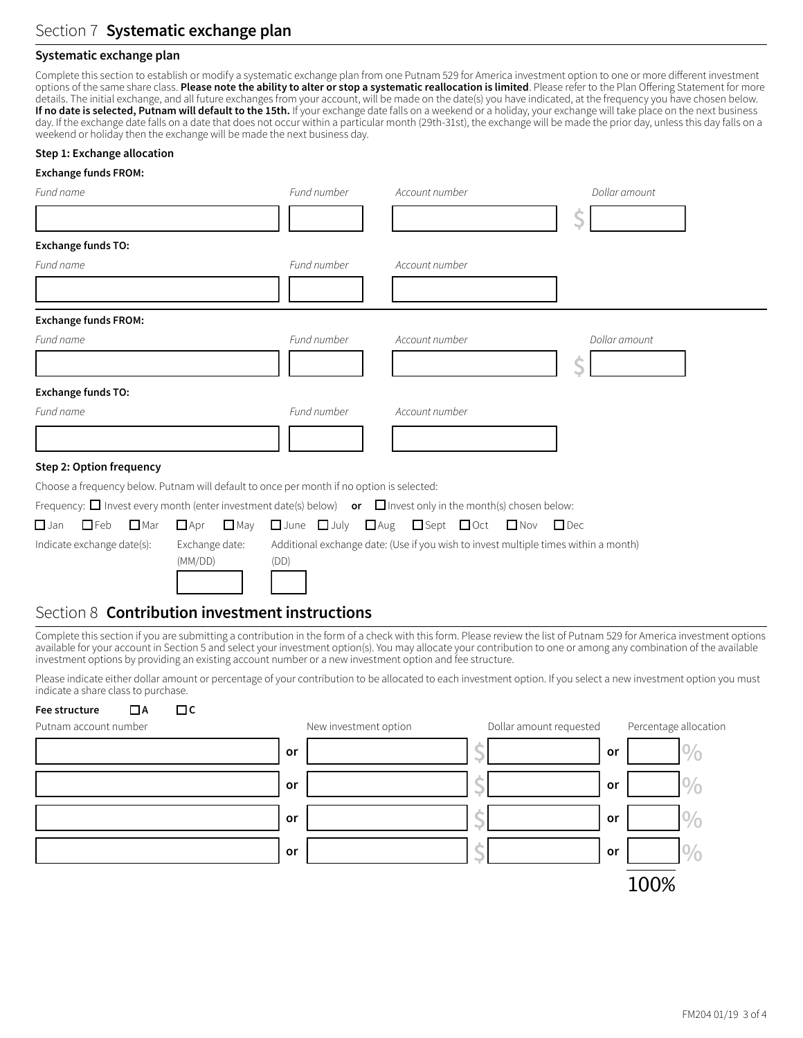## Section 7 **Systematic exchange plan**

### Systematic exchange plan

Complete this section to establish or modify a systematic exchange plan from one Putnam 529 for America investment option to one or more different investment options of the same share class. **Please note the ability to alter or stop a systematic reallocation is limited**. Please refer to the Plan Offering Statement for more details. The initial exchange, and all future exchanges from your account, will be made on the date(s) you have indicated, at the frequency you have chosen below. **If no date is selected, Putnam will default to the 15th.** If your exchange date falls on a weekend or a holiday, your exchange will take place on the next business day. If the exchange date falls on a date that does not occur within a particular month (29th-31st), the exchange will be made the prior day, unless this day falls on a weekend or holiday then the exchange will be made the next business day.

**Step 1: Exchange allocation**

**Exchange funds FROM:**

| *Fund name* | *Fund number* | *Account number* | *Dollar amount* |
|---|---|---|---|
| | | | $ |

**Exchange funds TO:**

| *Fund name* | *Fund number* | *Account number* |
|---|---|---|
| | | |

**Exchange funds FROM:**

| *Fund name* | *Fund number* | *Account number* | *Dollar amount* |
|---|---|---|---|
| | | | $ |

**Exchange funds TO:**

| *Fund name* | *Fund number* | *Account number* |
|---|---|---|
| | | |

**Step 2: Option frequency**

Choose a frequency below. Putnam will default to once per month if no option is selected:

Frequency: ☐ Invest every month (enter investment date(s) below) **or** ☐ Invest only in the month(s) chosen below:

☐ Jan ☐ Feb ☐ Mar ☐ Apr ☐ May ☐ June ☐ July ☐ Aug ☐ Sept ☐ Oct ☐ Nov ☐ Dec

Indicate exchange date(s): Exchange date: (MM/DD) ________ Additional exchange date: (Use if you wish to invest multiple times within a month) (DD) ________

## Section 8 **Contribution investment instructions**

Complete this section if you are submitting a contribution in the form of a check with this form. Please review the list of Putnam 529 for America investment options available for your account in Section 5 and select your investment option(s). You may allocate your contribution to one or among any combination of the available investment options by providing an existing account number or a new investment option and fee structure.

Please indicate either dollar amount or percentage of your contribution to be allocated to each investment option. If you select a new investment option you must indicate a share class to purchase.

**Fee structure** ☐ **A** ☐ **C**

| Putnam account number | | New investment option | Dollar amount requested | | Percentage allocation |
|---|---|---|---|---|---|
| | **or** | | $ | **or** | % |
| | **or** | | $ | **or** | % |
| | **or** | | $ | **or** | % |
| | **or** | | $ | **or** | % |
| | | | | | 100% |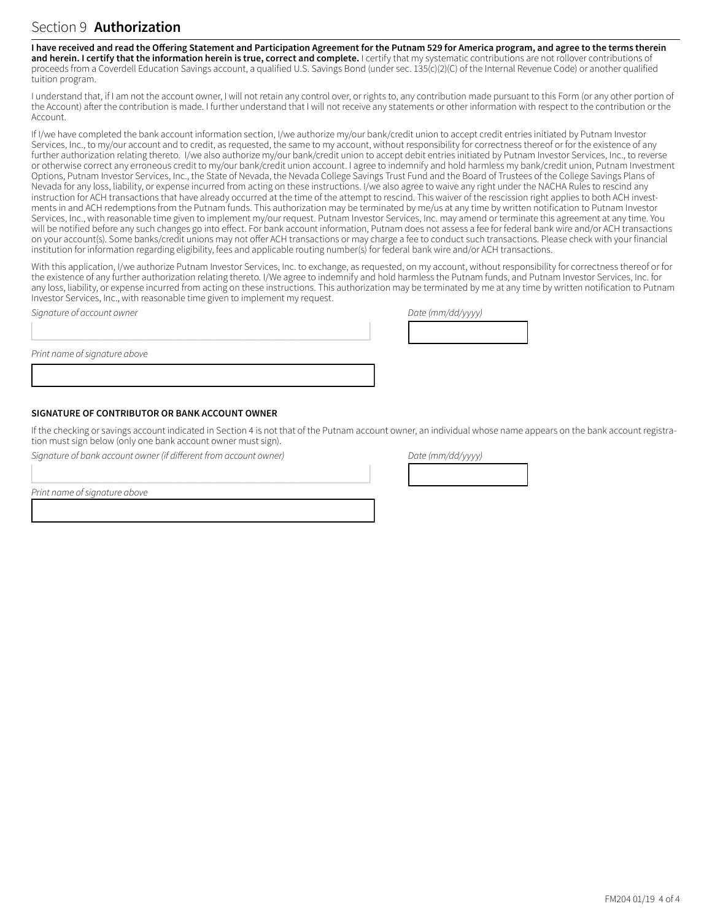## Section 9 **Authorization**

**I have received and read the Offering Statement and Participation Agreement for the Putnam 529 for America program, and agree to the terms therein and herein. I certify that the information herein is true, correct and complete.** I certify that my systematic contributions are not rollover contributions of proceeds from a Coverdell Education Savings account, a qualified U.S. Savings Bond (under sec. 135(c)(2)(C) of the Internal Revenue Code) or another qualified tuition program.

I understand that, if I am not the account owner, I will not retain any control over, or rights to, any contribution made pursuant to this Form (or any other portion of the Account) after the contribution is made. I further understand that I will not receive any statements or other information with respect to the contribution or the Account.

If I/we have completed the bank account information section, I/we authorize my/our bank/credit union to accept credit entries initiated by Putnam Investor Services, Inc., to my/our account and to credit, as requested, the same to my account, without responsibility for correctness thereof or for the existence of any further authorization relating thereto. I/we also authorize my/our bank/credit union to accept debit entries initiated by Putnam Investor Services, Inc., to reverse or otherwise correct any erroneous credit to my/our bank/credit union account. I agree to indemnify and hold harmless my bank/credit union, Putnam Investment Options, Putnam Investor Services, Inc., the State of Nevada, the Nevada College Savings Trust Fund and the Board of Trustees of the College Savings Plans of Nevada for any loss, liability, or expense incurred from acting on these instructions. I/we also agree to waive any right under the NACHA Rules to rescind any instruction for ACH transactions that have already occurred at the time of the attempt to rescind. This waiver of the rescission right applies to both ACH investments in and ACH redemptions from the Putnam funds. This authorization may be terminated by me/us at any time by written notification to Putnam Investor Services, Inc., with reasonable time given to implement my/our request. Putnam Investor Services, Inc. may amend or terminate this agreement at any time. You will be notified before any such changes go into effect. For bank account information, Putnam does not assess a fee for federal bank wire and/or ACH transactions on your account(s). Some banks/credit unions may not offer ACH transactions or may charge a fee to conduct such transactions. Please check with your financial institution for information regarding eligibility, fees and applicable routing number(s) for federal bank wire and/or ACH transactions.

With this application, I/we authorize Putnam Investor Services, Inc. to exchange, as requested, on my account, without responsibility for correctness thereof or for the existence of any further authorization relating thereto. I/We agree to indemnify and hold harmless the Putnam funds, and Putnam Investor Services, Inc. for any loss, liability, or expense incurred from acting on these instructions. This authorization may be terminated by me at any time by written notification to Putnam Investor Services, Inc., with reasonable time given to implement my request.

*Signature of account owner* 

*Date (mm/dd/yyyy)*

*Print name of signature above*

**SIGNATURE OF CONTRIBUTOR OR BANK ACCOUNT OWNER**

If the checking or savings account indicated in Section 4 is not that of the Putnam account owner, an individual whose name appears on the bank account registration must sign below (only one bank account owner must sign).

*Signature of bank account owner (if different from account owner)*

*Date (mm/dd/yyyy)*

*Print name of signature above*

FM204 01/19